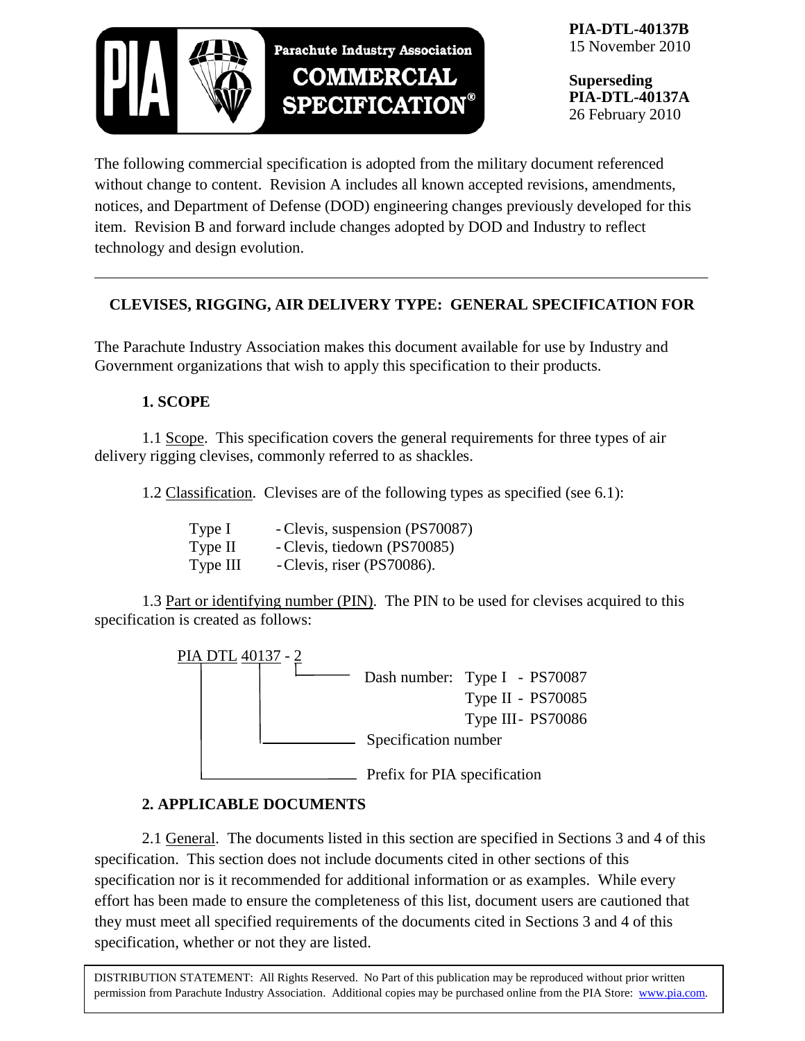Parachute Industry Association
**COMMERCIAL SPECIFICATION®**

**PIA-DTL-40137B**
15 November 2010

**Superseding**
**PIA-DTL-40137A**
26 February 2010

The following commercial specification is adopted from the military document referenced without change to content. Revision A includes all known accepted revisions, amendments, notices, and Department of Defense (DOD) engineering changes previously developed for this item. Revision B and forward include changes adopted by DOD and Industry to reflect technology and design evolution.

---

## CLEVISES, RIGGING, AIR DELIVERY TYPE: GENERAL SPECIFICATION FOR

The Parachute Industry Association makes this document available for use by Industry and Government organizations that wish to apply this specification to their products.

### 1. SCOPE

1.1 Scope. This specification covers the general requirements for three types of air delivery rigging clevises, commonly referred to as shackles.

1.2 Classification. Clevises are of the following types as specified (see 6.1):

- Type I - Clevis, suspension (PS70087)
- Type II - Clevis, tiedown (PS70085)
- Type III - Clevis, riser (PS70086).

1.3 Part or identifying number (PIN). The PIN to be used for clevises acquired to this specification is created as follows:

```
PIA DTL 40137 - 2
 |       |      |
 |       |      └──── Dash number:  Type I   - PS70087
 |       |                          Type II  - PS70085
 |       |                          Type III - PS70086
 |       └─────────── Specification number
 └─────────────────── Prefix for PIA specification
```

### 2. APPLICABLE DOCUMENTS

2.1 General. The documents listed in this section are specified in Sections 3 and 4 of this specification. This section does not include documents cited in other sections of this specification nor is it recommended for additional information or as examples. While every effort has been made to ensure the completeness of this list, document users are cautioned that they must meet all specified requirements of the documents cited in Sections 3 and 4 of this specification, whether or not they are listed.

DISTRIBUTION STATEMENT: All Rights Reserved. No Part of this publication may be reproduced without prior written permission from Parachute Industry Association. Additional copies may be purchased online from the PIA Store: www.pia.com.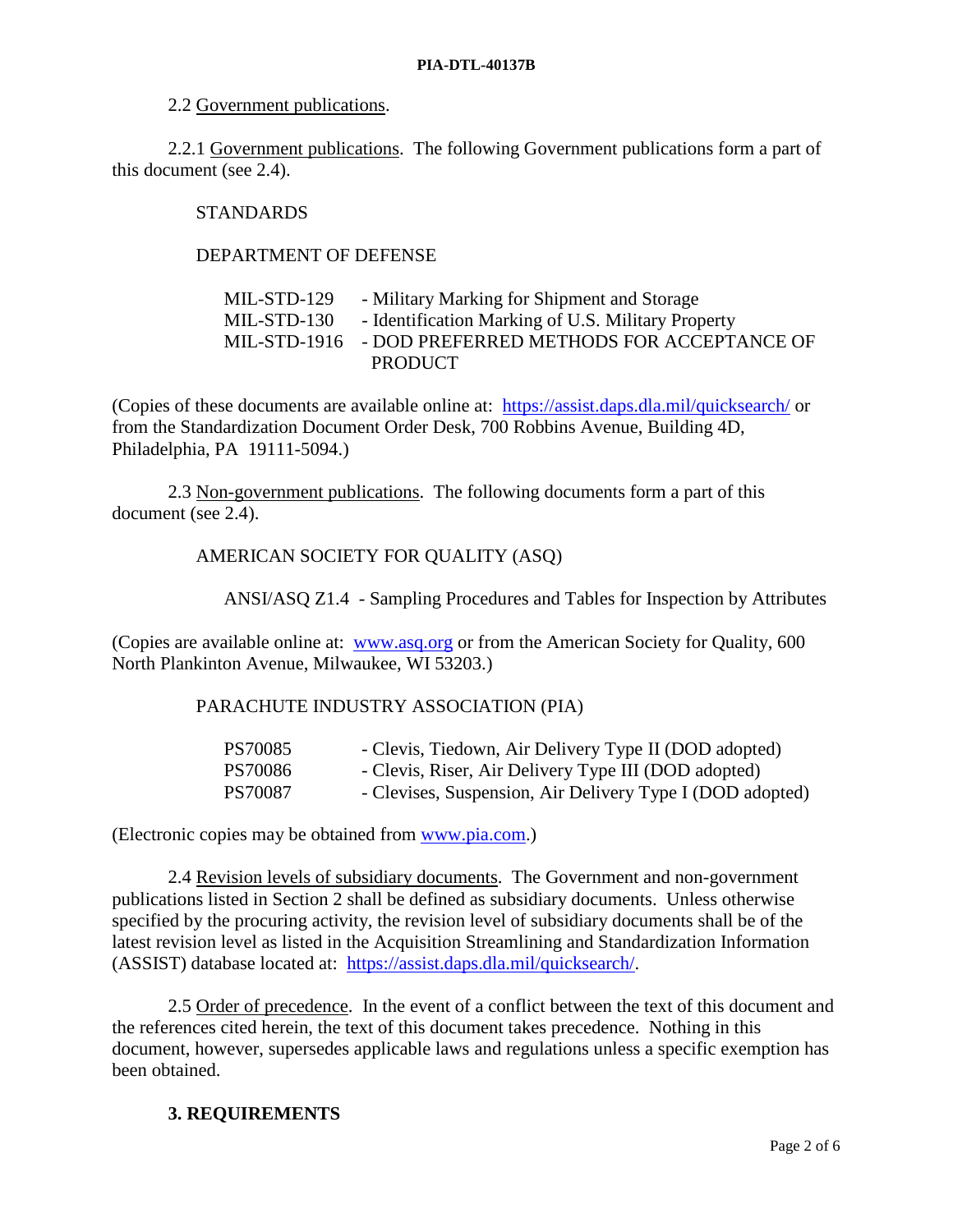2.2 Government publications.

2.2.1 Government publications. The following Government publications form a part of this document (see 2.4).

STANDARDS

DEPARTMENT OF DEFENSE

| | |
|---|---|
| MIL-STD-129 | - Military Marking for Shipment and Storage |
| MIL-STD-130 | - Identification Marking of U.S. Military Property |
| MIL-STD-1916 | - DOD PREFERRED METHODS FOR ACCEPTANCE OF PRODUCT |

(Copies of these documents are available online at: https://assist.daps.dla.mil/quicksearch/ or from the Standardization Document Order Desk, 700 Robbins Avenue, Building 4D, Philadelphia, PA 19111-5094.)

2.3 Non-government publications. The following documents form a part of this document (see 2.4).

AMERICAN SOCIETY FOR QUALITY (ASQ)

ANSI/ASQ Z1.4 - Sampling Procedures and Tables for Inspection by Attributes

(Copies are available online at: www.asq.org or from the American Society for Quality, 600 North Plankinton Avenue, Milwaukee, WI 53203.)

PARACHUTE INDUSTRY ASSOCIATION (PIA)

| | |
|---|---|
| PS70085 | - Clevis, Tiedown, Air Delivery Type II (DOD adopted) |
| PS70086 | - Clevis, Riser, Air Delivery Type III (DOD adopted) |
| PS70087 | - Clevises, Suspension, Air Delivery Type I (DOD adopted) |

(Electronic copies may be obtained from www.pia.com.)

2.4 Revision levels of subsidiary documents. The Government and non-government publications listed in Section 2 shall be defined as subsidiary documents. Unless otherwise specified by the procuring activity, the revision level of subsidiary documents shall be of the latest revision level as listed in the Acquisition Streamlining and Standardization Information (ASSIST) database located at: https://assist.daps.dla.mil/quicksearch/.

2.5 Order of precedence. In the event of a conflict between the text of this document and the references cited herein, the text of this document takes precedence. Nothing in this document, however, supersedes applicable laws and regulations unless a specific exemption has been obtained.

## 3. REQUIREMENTS